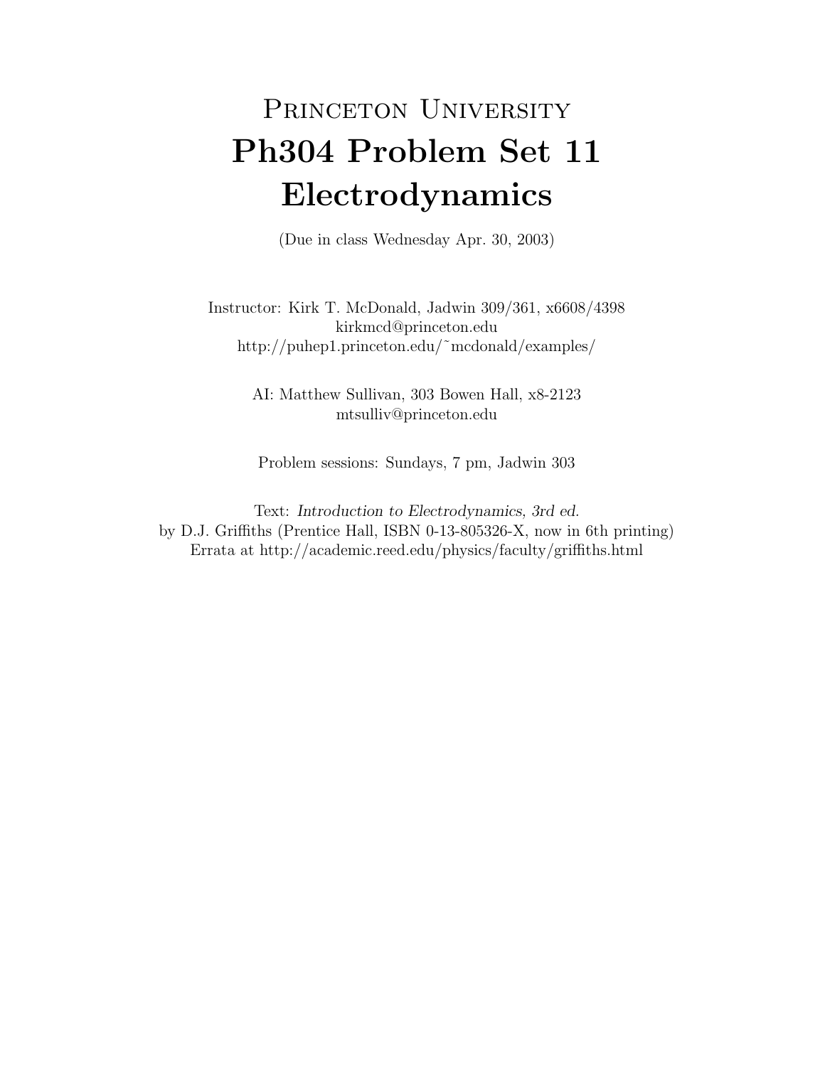# Princeton University

# Ph304 Problem Set 11

# Electrodynamics

(Due in class Wednesday Apr. 30, 2003)

Instructor: Kirk T. McDonald, Jadwin 309/361, x6608/4398
kirkmcd@princeton.edu
http://puhep1.princeton.edu/˜mcdonald/examples/

AI: Matthew Sullivan, 303 Bowen Hall, x8-2123
mtsulliv@princeton.edu

Problem sessions: Sundays, 7 pm, Jadwin 303

Text: *Introduction to Electrodynamics, 3rd ed.*
by D.J. Griffiths (Prentice Hall, ISBN 0-13-805326-X, now in 6th printing)
Errata at http://academic.reed.edu/physics/faculty/griffiths.html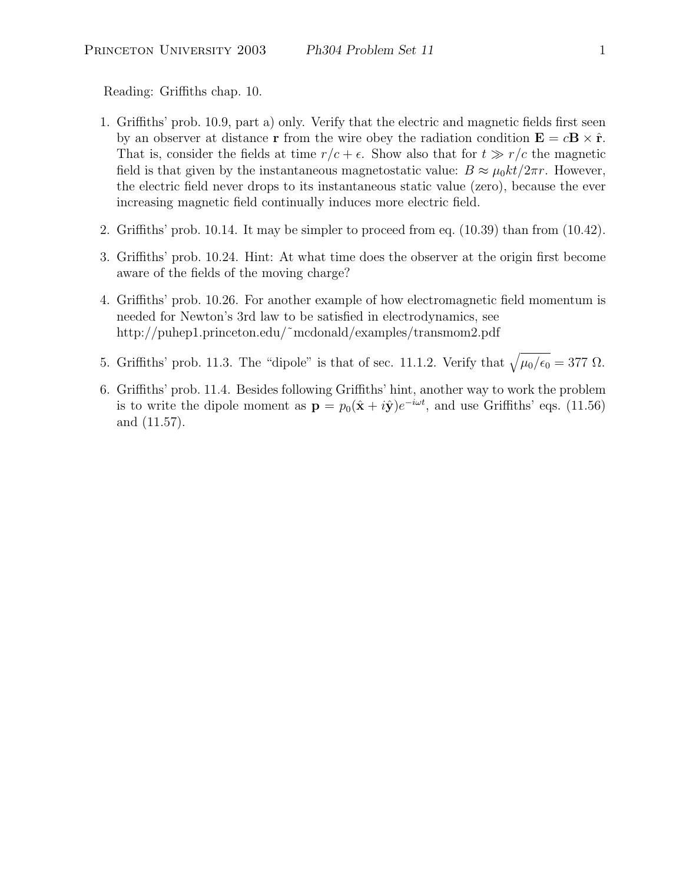Reading: Griffiths chap. 10.

1. Griffiths' prob. 10.9, part a) only. Verify that the electric and magnetic fields first seen by an observer at distance $\mathbf{r}$ from the wire obey the radiation condition $\mathbf{E} = c\mathbf{B} \times \hat{\mathbf{r}}$. That is, consider the fields at time $r/c + \epsilon$. Show also that for $t \gg r/c$ the magnetic field is that given by the instantaneous magnetostatic value: $B \approx \mu_0 kt/2\pi r$. However, the electric field never drops to its instantaneous static value (zero), because the ever increasing magnetic field continually induces more electric field.

2. Griffiths' prob. 10.14. It may be simpler to proceed from eq. (10.39) than from (10.42).

3. Griffiths' prob. 10.24. Hint: At what time does the observer at the origin first become aware of the fields of the moving charge?

4. Griffiths' prob. 10.26. For another example of how electromagnetic field momentum is needed for Newton's 3rd law to be satisfied in electrodynamics, see http://puhep1.princeton.edu/~mcdonald/examples/transmom2.pdf

5. Griffiths' prob. 11.3. The "dipole" is that of sec. 11.1.2. Verify that $\sqrt{\mu_0/\epsilon_0} = 377\ \Omega$.

6. Griffiths' prob. 11.4. Besides following Griffiths' hint, another way to work the problem is to write the dipole moment as $\mathbf{p} = p_0(\hat{\mathbf{x}} + i\hat{\mathbf{y}})e^{-i\omega t}$, and use Griffiths' eqs. (11.56) and (11.57).